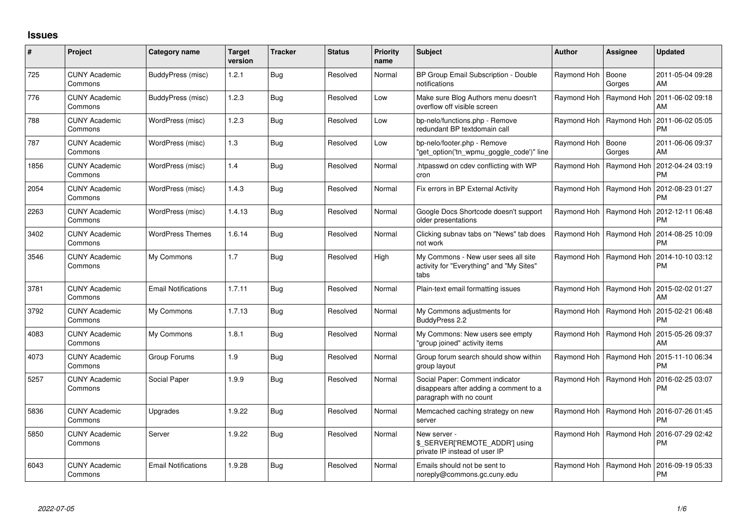# Issues

| # | Project | Category name | Target version | Tracker | Status | Priority name | Subject | Author | Assignee | Updated |
|---|---|---|---|---|---|---|---|---|---|---|
| 725 | CUNY Academic Commons | BuddyPress (misc) | 1.2.1 | Bug | Resolved | Normal | BP Group Email Subscription - Double notifications | Raymond Hoh | Boone Gorges | 2011-05-04 09:28 AM |
| 776 | CUNY Academic Commons | BuddyPress (misc) | 1.2.3 | Bug | Resolved | Low | Make sure Blog Authors menu doesn't overflow off visible screen | Raymond Hoh | Raymond Hoh | 2011-06-02 09:18 AM |
| 788 | CUNY Academic Commons | WordPress (misc) | 1.2.3 | Bug | Resolved | Low | bp-nelo/functions.php - Remove redundant BP textdomain call | Raymond Hoh | Raymond Hoh | 2011-06-02 05:05 PM |
| 787 | CUNY Academic Commons | WordPress (misc) | 1.3 | Bug | Resolved | Low | bp-nelo/footer.php - Remove "get_option('tn_wpmu_goggle_code')" line | Raymond Hoh | Boone Gorges | 2011-06-06 09:37 AM |
| 1856 | CUNY Academic Commons | WordPress (misc) | 1.4 | Bug | Resolved | Normal | .htpasswd on cdev conflicting with WP cron | Raymond Hoh | Raymond Hoh | 2012-04-24 03:19 PM |
| 2054 | CUNY Academic Commons | WordPress (misc) | 1.4.3 | Bug | Resolved | Normal | Fix errors in BP External Activity | Raymond Hoh | Raymond Hoh | 2012-08-23 01:27 PM |
| 2263 | CUNY Academic Commons | WordPress (misc) | 1.4.13 | Bug | Resolved | Normal | Google Docs Shortcode doesn't support older presentations | Raymond Hoh | Raymond Hoh | 2012-12-11 06:48 PM |
| 3402 | CUNY Academic Commons | WordPress Themes | 1.6.14 | Bug | Resolved | Normal | Clicking subnav tabs on "News" tab does not work | Raymond Hoh | Raymond Hoh | 2014-08-25 10:09 PM |
| 3546 | CUNY Academic Commons | My Commons | 1.7 | Bug | Resolved | High | My Commons - New user sees all site activity for "Everything" and "My Sites" tabs | Raymond Hoh | Raymond Hoh | 2014-10-10 03:12 PM |
| 3781 | CUNY Academic Commons | Email Notifications | 1.7.11 | Bug | Resolved | Normal | Plain-text email formatting issues | Raymond Hoh | Raymond Hoh | 2015-02-02 01:27 AM |
| 3792 | CUNY Academic Commons | My Commons | 1.7.13 | Bug | Resolved | Normal | My Commons adjustments for BuddyPress 2.2 | Raymond Hoh | Raymond Hoh | 2015-02-21 06:48 PM |
| 4083 | CUNY Academic Commons | My Commons | 1.8.1 | Bug | Resolved | Normal | My Commons: New users see empty "group joined" activity items | Raymond Hoh | Raymond Hoh | 2015-05-26 09:37 AM |
| 4073 | CUNY Academic Commons | Group Forums | 1.9 | Bug | Resolved | Normal | Group forum search should show within group layout | Raymond Hoh | Raymond Hoh | 2015-11-10 06:34 PM |
| 5257 | CUNY Academic Commons | Social Paper | 1.9.9 | Bug | Resolved | Normal | Social Paper: Comment indicator disappears after adding a comment to a paragraph with no count | Raymond Hoh | Raymond Hoh | 2016-02-25 03:07 PM |
| 5836 | CUNY Academic Commons | Upgrades | 1.9.22 | Bug | Resolved | Normal | Memcached caching strategy on new server | Raymond Hoh | Raymond Hoh | 2016-07-26 01:45 PM |
| 5850 | CUNY Academic Commons | Server | 1.9.22 | Bug | Resolved | Normal | New server - $_SERVER['REMOTE_ADDR'] using private IP instead of user IP | Raymond Hoh | Raymond Hoh | 2016-07-29 02:42 PM |
| 6043 | CUNY Academic Commons | Email Notifications | 1.9.28 | Bug | Resolved | Normal | Emails should not be sent to noreply@commons.gc.cuny.edu | Raymond Hoh | Raymond Hoh | 2016-09-19 05:33 PM |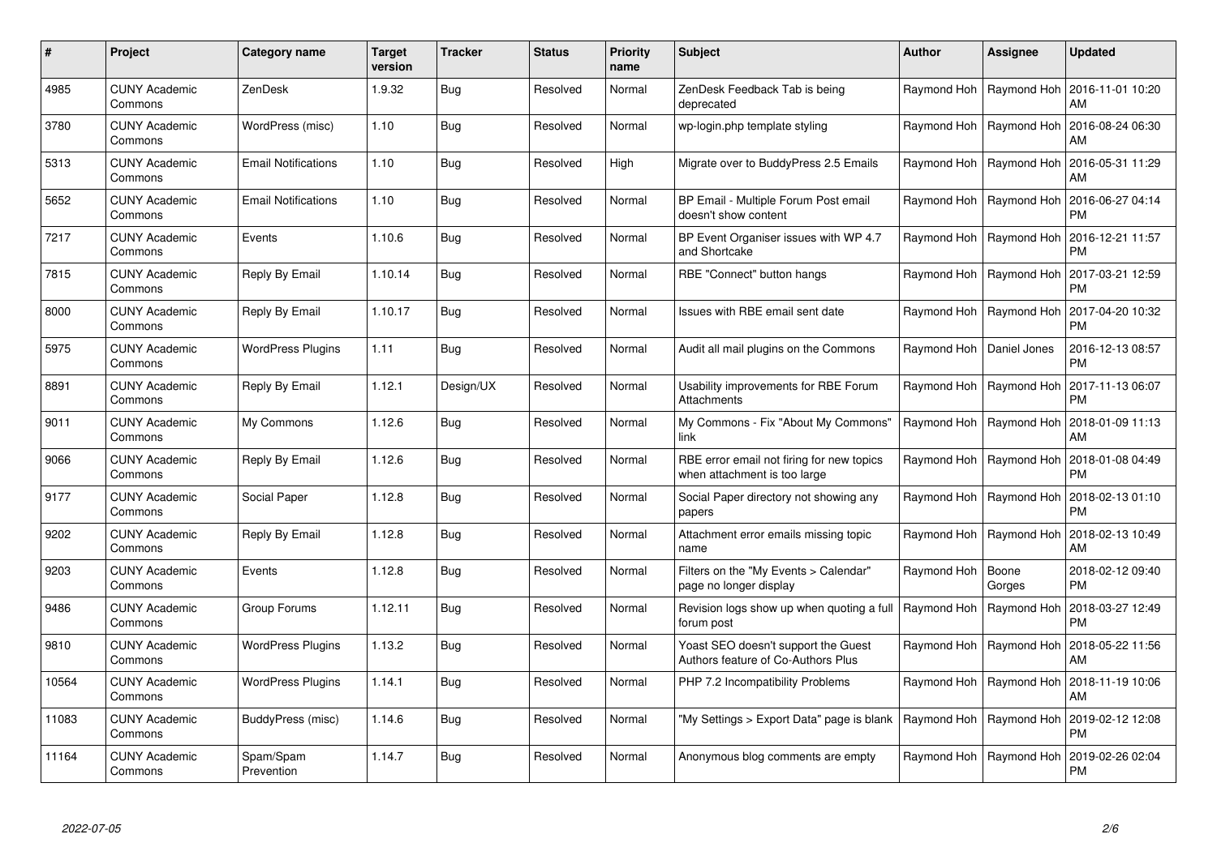| # | Project | Category name | Target version | Tracker | Status | Priority name | Subject | Author | Assignee | Updated |
|---|---|---|---|---|---|---|---|---|---|---|
| 4985 | CUNY Academic Commons | ZenDesk | 1.9.32 | Bug | Resolved | Normal | ZenDesk Feedback Tab is being deprecated | Raymond Hoh | Raymond Hoh | 2016-11-01 10:20 AM |
| 3780 | CUNY Academic Commons | WordPress (misc) | 1.10 | Bug | Resolved | Normal | wp-login.php template styling | Raymond Hoh | Raymond Hoh | 2016-08-24 06:30 AM |
| 5313 | CUNY Academic Commons | Email Notifications | 1.10 | Bug | Resolved | High | Migrate over to BuddyPress 2.5 Emails | Raymond Hoh | Raymond Hoh | 2016-05-31 11:29 AM |
| 5652 | CUNY Academic Commons | Email Notifications | 1.10 | Bug | Resolved | Normal | BP Email - Multiple Forum Post email doesn't show content | Raymond Hoh | Raymond Hoh | 2016-06-27 04:14 PM |
| 7217 | CUNY Academic Commons | Events | 1.10.6 | Bug | Resolved | Normal | BP Event Organiser issues with WP 4.7 and Shortcake | Raymond Hoh | Raymond Hoh | 2016-12-21 11:57 PM |
| 7815 | CUNY Academic Commons | Reply By Email | 1.10.14 | Bug | Resolved | Normal | RBE "Connect" button hangs | Raymond Hoh | Raymond Hoh | 2017-03-21 12:59 PM |
| 8000 | CUNY Academic Commons | Reply By Email | 1.10.17 | Bug | Resolved | Normal | Issues with RBE email sent date | Raymond Hoh | Raymond Hoh | 2017-04-20 10:32 PM |
| 5975 | CUNY Academic Commons | WordPress Plugins | 1.11 | Bug | Resolved | Normal | Audit all mail plugins on the Commons | Raymond Hoh | Daniel Jones | 2016-12-13 08:57 PM |
| 8891 | CUNY Academic Commons | Reply By Email | 1.12.1 | Design/UX | Resolved | Normal | Usability improvements for RBE Forum Attachments | Raymond Hoh | Raymond Hoh | 2017-11-13 06:07 PM |
| 9011 | CUNY Academic Commons | My Commons | 1.12.6 | Bug | Resolved | Normal | My Commons - Fix "About My Commons" link | Raymond Hoh | Raymond Hoh | 2018-01-09 11:13 AM |
| 9066 | CUNY Academic Commons | Reply By Email | 1.12.6 | Bug | Resolved | Normal | RBE error email not firing for new topics when attachment is too large | Raymond Hoh | Raymond Hoh | 2018-01-08 04:49 PM |
| 9177 | CUNY Academic Commons | Social Paper | 1.12.8 | Bug | Resolved | Normal | Social Paper directory not showing any papers | Raymond Hoh | Raymond Hoh | 2018-02-13 01:10 PM |
| 9202 | CUNY Academic Commons | Reply By Email | 1.12.8 | Bug | Resolved | Normal | Attachment error emails missing topic name | Raymond Hoh | Raymond Hoh | 2018-02-13 10:49 AM |
| 9203 | CUNY Academic Commons | Events | 1.12.8 | Bug | Resolved | Normal | Filters on the "My Events > Calendar" page no longer display | Raymond Hoh | Boone Gorges | 2018-02-12 09:40 PM |
| 9486 | CUNY Academic Commons | Group Forums | 1.12.11 | Bug | Resolved | Normal | Revision logs show up when quoting a full forum post | Raymond Hoh | Raymond Hoh | 2018-03-27 12:49 PM |
| 9810 | CUNY Academic Commons | WordPress Plugins | 1.13.2 | Bug | Resolved | Normal | Yoast SEO doesn't support the Guest Authors feature of Co-Authors Plus | Raymond Hoh | Raymond Hoh | 2018-05-22 11:56 AM |
| 10564 | CUNY Academic Commons | WordPress Plugins | 1.14.1 | Bug | Resolved | Normal | PHP 7.2 Incompatibility Problems | Raymond Hoh | Raymond Hoh | 2018-11-19 10:06 AM |
| 11083 | CUNY Academic Commons | BuddyPress (misc) | 1.14.6 | Bug | Resolved | Normal | "My Settings > Export Data" page is blank | Raymond Hoh | Raymond Hoh | 2019-02-12 12:08 PM |
| 11164 | CUNY Academic Commons | Spam/Spam Prevention | 1.14.7 | Bug | Resolved | Normal | Anonymous blog comments are empty | Raymond Hoh | Raymond Hoh | 2019-02-26 02:04 PM |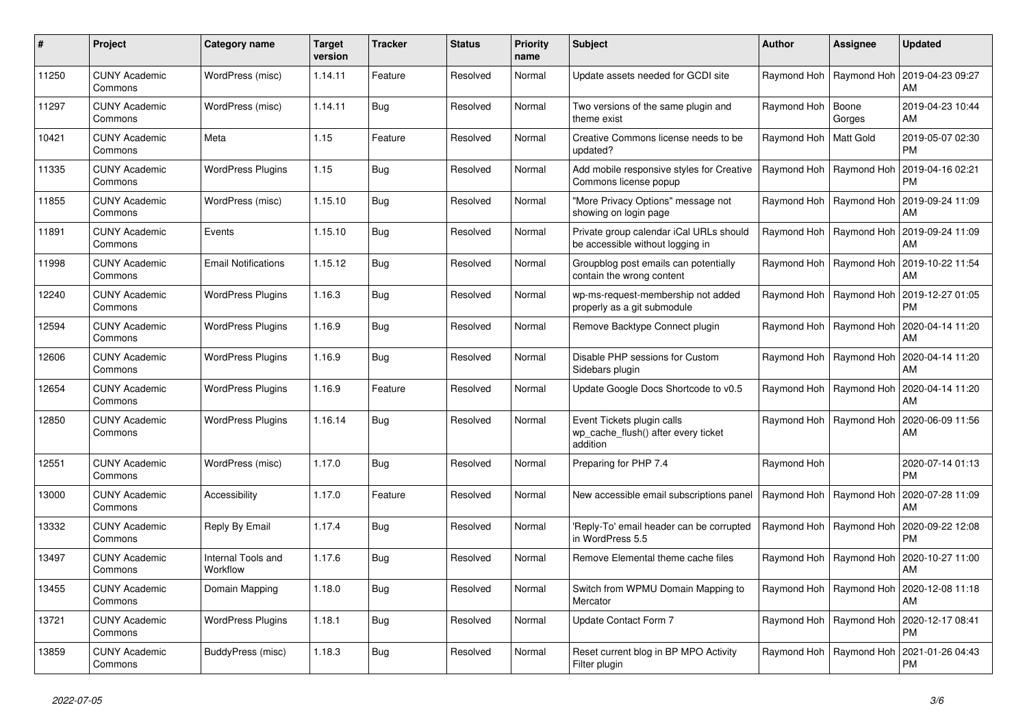| # | Project | Category name | Target version | Tracker | Status | Priority name | Subject | Author | Assignee | Updated |
|---|---|---|---|---|---|---|---|---|---|---|
| 11250 | CUNY Academic Commons | WordPress (misc) | 1.14.11 | Feature | Resolved | Normal | Update assets needed for GCDI site | Raymond Hoh | Raymond Hoh | 2019-04-23 09:27 AM |
| 11297 | CUNY Academic Commons | WordPress (misc) | 1.14.11 | Bug | Resolved | Normal | Two versions of the same plugin and theme exist | Raymond Hoh | Boone Gorges | 2019-04-23 10:44 AM |
| 10421 | CUNY Academic Commons | Meta | 1.15 | Feature | Resolved | Normal | Creative Commons license needs to be updated? | Raymond Hoh | Matt Gold | 2019-05-07 02:30 PM |
| 11335 | CUNY Academic Commons | WordPress Plugins | 1.15 | Bug | Resolved | Normal | Add mobile responsive styles for Creative Commons license popup | Raymond Hoh | Raymond Hoh | 2019-04-16 02:21 PM |
| 11855 | CUNY Academic Commons | WordPress (misc) | 1.15.10 | Bug | Resolved | Normal | "More Privacy Options" message not showing on login page | Raymond Hoh | Raymond Hoh | 2019-09-24 11:09 AM |
| 11891 | CUNY Academic Commons | Events | 1.15.10 | Bug | Resolved | Normal | Private group calendar iCal URLs should be accessible without logging in | Raymond Hoh | Raymond Hoh | 2019-09-24 11:09 AM |
| 11998 | CUNY Academic Commons | Email Notifications | 1.15.12 | Bug | Resolved | Normal | Groupblog post emails can potentially contain the wrong content | Raymond Hoh | Raymond Hoh | 2019-10-22 11:54 AM |
| 12240 | CUNY Academic Commons | WordPress Plugins | 1.16.3 | Bug | Resolved | Normal | wp-ms-request-membership not added properly as a git submodule | Raymond Hoh | Raymond Hoh | 2019-12-27 01:05 PM |
| 12594 | CUNY Academic Commons | WordPress Plugins | 1.16.9 | Bug | Resolved | Normal | Remove Backtype Connect plugin | Raymond Hoh | Raymond Hoh | 2020-04-14 11:20 AM |
| 12606 | CUNY Academic Commons | WordPress Plugins | 1.16.9 | Bug | Resolved | Normal | Disable PHP sessions for Custom Sidebars plugin | Raymond Hoh | Raymond Hoh | 2020-04-14 11:20 AM |
| 12654 | CUNY Academic Commons | WordPress Plugins | 1.16.9 | Feature | Resolved | Normal | Update Google Docs Shortcode to v0.5 | Raymond Hoh | Raymond Hoh | 2020-04-14 11:20 AM |
| 12850 | CUNY Academic Commons | WordPress Plugins | 1.16.14 | Bug | Resolved | Normal | Event Tickets plugin calls wp_cache_flush() after every ticket addition | Raymond Hoh | Raymond Hoh | 2020-06-09 11:56 AM |
| 12551 | CUNY Academic Commons | WordPress (misc) | 1.17.0 | Bug | Resolved | Normal | Preparing for PHP 7.4 | Raymond Hoh | | 2020-07-14 01:13 PM |
| 13000 | CUNY Academic Commons | Accessibility | 1.17.0 | Feature | Resolved | Normal | New accessible email subscriptions panel | Raymond Hoh | Raymond Hoh | 2020-07-28 11:09 AM |
| 13332 | CUNY Academic Commons | Reply By Email | 1.17.4 | Bug | Resolved | Normal | 'Reply-To' email header can be corrupted in WordPress 5.5 | Raymond Hoh | Raymond Hoh | 2020-09-22 12:08 PM |
| 13497 | CUNY Academic Commons | Internal Tools and Workflow | 1.17.6 | Bug | Resolved | Normal | Remove Elemental theme cache files | Raymond Hoh | Raymond Hoh | 2020-10-27 11:00 AM |
| 13455 | CUNY Academic Commons | Domain Mapping | 1.18.0 | Bug | Resolved | Normal | Switch from WPMU Domain Mapping to Mercator | Raymond Hoh | Raymond Hoh | 2020-12-08 11:18 AM |
| 13721 | CUNY Academic Commons | WordPress Plugins | 1.18.1 | Bug | Resolved | Normal | Update Contact Form 7 | Raymond Hoh | Raymond Hoh | 2020-12-17 08:41 PM |
| 13859 | CUNY Academic Commons | BuddyPress (misc) | 1.18.3 | Bug | Resolved | Normal | Reset current blog in BP MPO Activity Filter plugin | Raymond Hoh | Raymond Hoh | 2021-01-26 04:43 PM |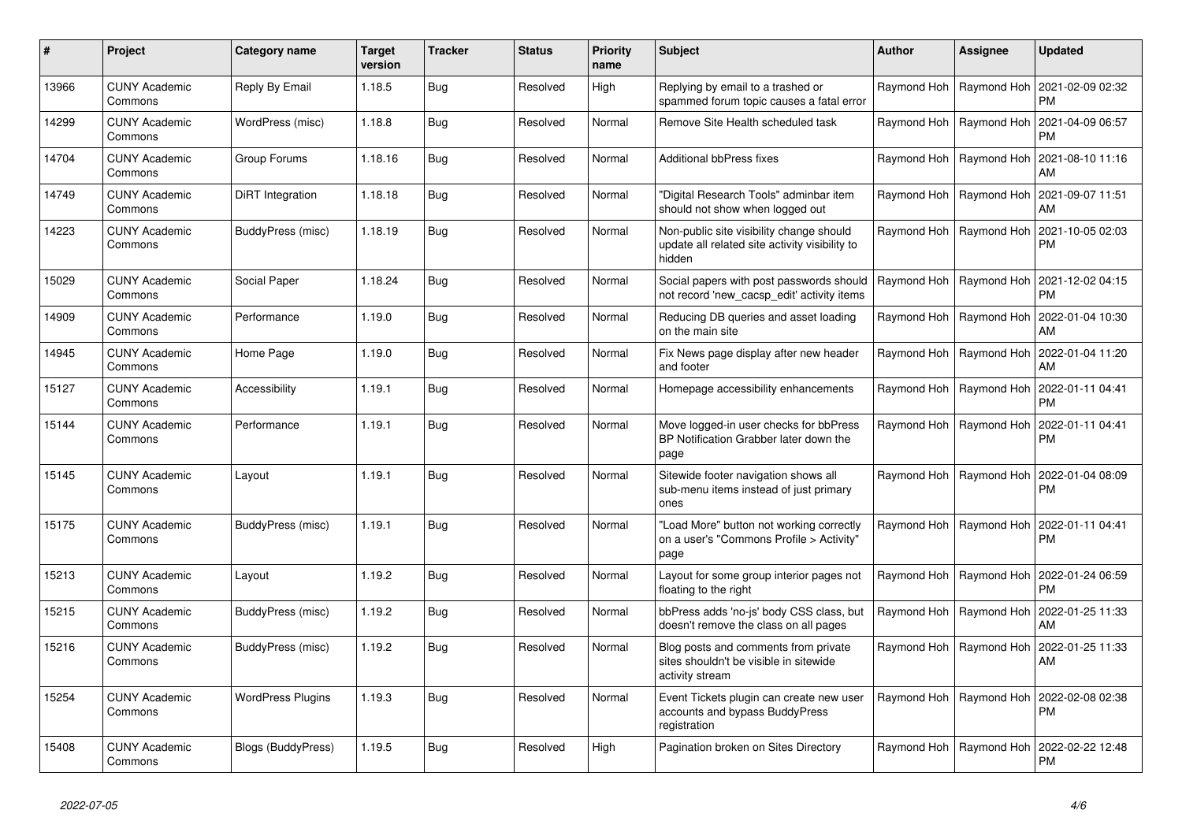| # | Project | Category name | Target version | Tracker | Status | Priority name | Subject | Author | Assignee | Updated |
|---|---|---|---|---|---|---|---|---|---|---|
| 13966 | CUNY Academic Commons | Reply By Email | 1.18.5 | Bug | Resolved | High | Replying by email to a trashed or spammed forum topic causes a fatal error | Raymond Hoh | Raymond Hoh | 2021-02-09 02:32 PM |
| 14299 | CUNY Academic Commons | WordPress (misc) | 1.18.8 | Bug | Resolved | Normal | Remove Site Health scheduled task | Raymond Hoh | Raymond Hoh | 2021-04-09 06:57 PM |
| 14704 | CUNY Academic Commons | Group Forums | 1.18.16 | Bug | Resolved | Normal | Additional bbPress fixes | Raymond Hoh | Raymond Hoh | 2021-08-10 11:16 AM |
| 14749 | CUNY Academic Commons | DiRT Integration | 1.18.18 | Bug | Resolved | Normal | "Digital Research Tools" adminbar item should not show when logged out | Raymond Hoh | Raymond Hoh | 2021-09-07 11:51 AM |
| 14223 | CUNY Academic Commons | BuddyPress (misc) | 1.18.19 | Bug | Resolved | Normal | Non-public site visibility change should update all related site activity visibility to hidden | Raymond Hoh | Raymond Hoh | 2021-10-05 02:03 PM |
| 15029 | CUNY Academic Commons | Social Paper | 1.18.24 | Bug | Resolved | Normal | Social papers with post passwords should not record 'new_cacsp_edit' activity items | Raymond Hoh | Raymond Hoh | 2021-12-02 04:15 PM |
| 14909 | CUNY Academic Commons | Performance | 1.19.0 | Bug | Resolved | Normal | Reducing DB queries and asset loading on the main site | Raymond Hoh | Raymond Hoh | 2022-01-04 10:30 AM |
| 14945 | CUNY Academic Commons | Home Page | 1.19.0 | Bug | Resolved | Normal | Fix News page display after new header and footer | Raymond Hoh | Raymond Hoh | 2022-01-04 11:20 AM |
| 15127 | CUNY Academic Commons | Accessibility | 1.19.1 | Bug | Resolved | Normal | Homepage accessibility enhancements | Raymond Hoh | Raymond Hoh | 2022-01-11 04:41 PM |
| 15144 | CUNY Academic Commons | Performance | 1.19.1 | Bug | Resolved | Normal | Move logged-in user checks for bbPress BP Notification Grabber later down the page | Raymond Hoh | Raymond Hoh | 2022-01-11 04:41 PM |
| 15145 | CUNY Academic Commons | Layout | 1.19.1 | Bug | Resolved | Normal | Sitewide footer navigation shows all sub-menu items instead of just primary ones | Raymond Hoh | Raymond Hoh | 2022-01-04 08:09 PM |
| 15175 | CUNY Academic Commons | BuddyPress (misc) | 1.19.1 | Bug | Resolved | Normal | "Load More" button not working correctly on a user's "Commons Profile > Activity" page | Raymond Hoh | Raymond Hoh | 2022-01-11 04:41 PM |
| 15213 | CUNY Academic Commons | Layout | 1.19.2 | Bug | Resolved | Normal | Layout for some group interior pages not floating to the right | Raymond Hoh | Raymond Hoh | 2022-01-24 06:59 PM |
| 15215 | CUNY Academic Commons | BuddyPress (misc) | 1.19.2 | Bug | Resolved | Normal | bbPress adds 'no-js' body CSS class, but doesn't remove the class on all pages | Raymond Hoh | Raymond Hoh | 2022-01-25 11:33 AM |
| 15216 | CUNY Academic Commons | BuddyPress (misc) | 1.19.2 | Bug | Resolved | Normal | Blog posts and comments from private sites shouldn't be visible in sitewide activity stream | Raymond Hoh | Raymond Hoh | 2022-01-25 11:33 AM |
| 15254 | CUNY Academic Commons | WordPress Plugins | 1.19.3 | Bug | Resolved | Normal | Event Tickets plugin can create new user accounts and bypass BuddyPress registration | Raymond Hoh | Raymond Hoh | 2022-02-08 02:38 PM |
| 15408 | CUNY Academic Commons | Blogs (BuddyPress) | 1.19.5 | Bug | Resolved | High | Pagination broken on Sites Directory | Raymond Hoh | Raymond Hoh | 2022-02-22 12:48 PM |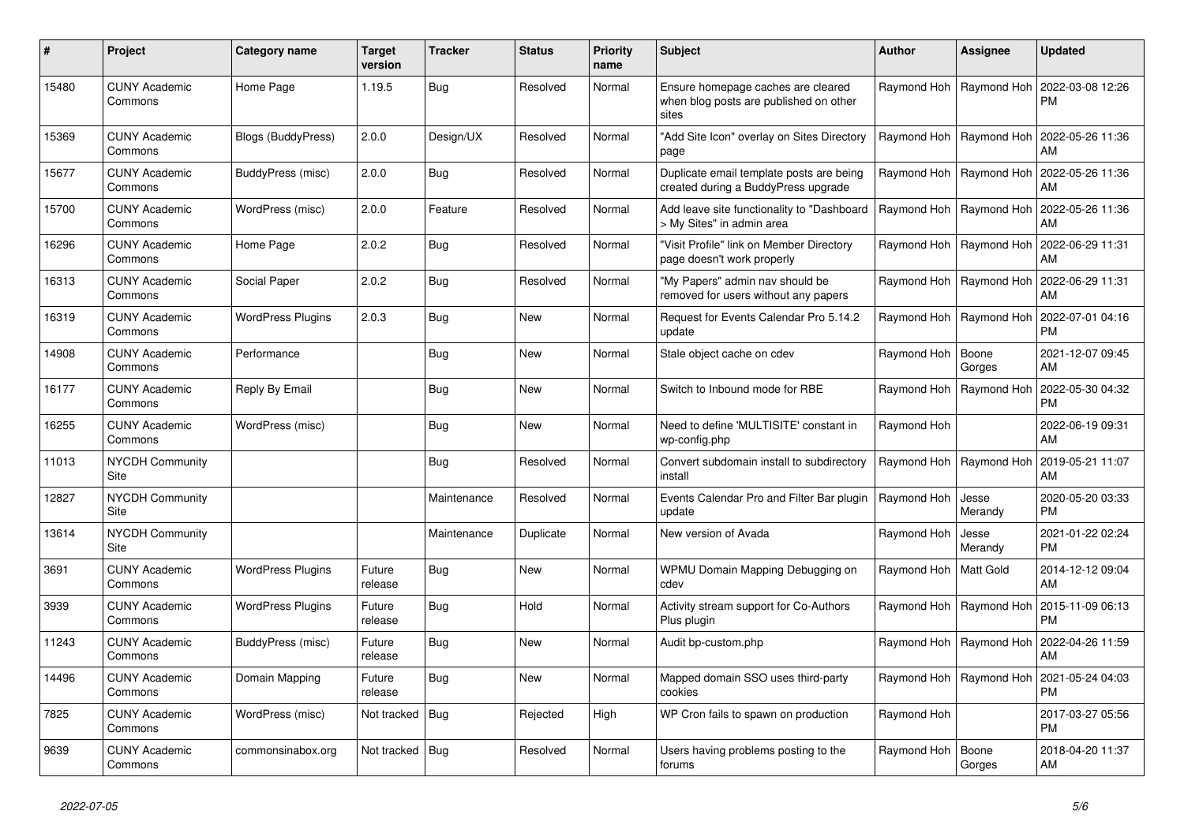| # | Project | Category name | Target version | Tracker | Status | Priority name | Subject | Author | Assignee | Updated |
|---|---|---|---|---|---|---|---|---|---|---|
| 15480 | CUNY Academic Commons | Home Page | 1.19.5 | Bug | Resolved | Normal | Ensure homepage caches are cleared when blog posts are published on other sites | Raymond Hoh | Raymond Hoh | 2022-03-08 12:26 PM |
| 15369 | CUNY Academic Commons | Blogs (BuddyPress) | 2.0.0 | Design/UX | Resolved | Normal | "Add Site Icon" overlay on Sites Directory page | Raymond Hoh | Raymond Hoh | 2022-05-26 11:36 AM |
| 15677 | CUNY Academic Commons | BuddyPress (misc) | 2.0.0 | Bug | Resolved | Normal | Duplicate email template posts are being created during a BuddyPress upgrade | Raymond Hoh | Raymond Hoh | 2022-05-26 11:36 AM |
| 15700 | CUNY Academic Commons | WordPress (misc) | 2.0.0 | Feature | Resolved | Normal | Add leave site functionality to "Dashboard > My Sites" in admin area | Raymond Hoh | Raymond Hoh | 2022-05-26 11:36 AM |
| 16296 | CUNY Academic Commons | Home Page | 2.0.2 | Bug | Resolved | Normal | "Visit Profile" link on Member Directory page doesn't work properly | Raymond Hoh | Raymond Hoh | 2022-06-29 11:31 AM |
| 16313 | CUNY Academic Commons | Social Paper | 2.0.2 | Bug | Resolved | Normal | "My Papers" admin nav should be removed for users without any papers | Raymond Hoh | Raymond Hoh | 2022-06-29 11:31 AM |
| 16319 | CUNY Academic Commons | WordPress Plugins | 2.0.3 | Bug | New | Normal | Request for Events Calendar Pro 5.14.2 update | Raymond Hoh | Raymond Hoh | 2022-07-01 04:16 PM |
| 14908 | CUNY Academic Commons | Performance | | Bug | New | Normal | Stale object cache on cdev | Raymond Hoh | Boone Gorges | 2021-12-07 09:45 AM |
| 16177 | CUNY Academic Commons | Reply By Email | | Bug | New | Normal | Switch to Inbound mode for RBE | Raymond Hoh | Raymond Hoh | 2022-05-30 04:32 PM |
| 16255 | CUNY Academic Commons | WordPress (misc) | | Bug | New | Normal | Need to define 'MULTISITE' constant in wp-config.php | Raymond Hoh | | 2022-06-19 09:31 AM |
| 11013 | NYCDH Community Site | | | Bug | Resolved | Normal | Convert subdomain install to subdirectory install | Raymond Hoh | Raymond Hoh | 2019-05-21 11:07 AM |
| 12827 | NYCDH Community Site | | | Maintenance | Resolved | Normal | Events Calendar Pro and Filter Bar plugin update | Raymond Hoh | Jesse Merandy | 2020-05-20 03:33 PM |
| 13614 | NYCDH Community Site | | | Maintenance | Duplicate | Normal | New version of Avada | Raymond Hoh | Jesse Merandy | 2021-01-22 02:24 PM |
| 3691 | CUNY Academic Commons | WordPress Plugins | Future release | Bug | New | Normal | WPMU Domain Mapping Debugging on cdev | Raymond Hoh | Matt Gold | 2014-12-12 09:04 AM |
| 3939 | CUNY Academic Commons | WordPress Plugins | Future release | Bug | Hold | Normal | Activity stream support for Co-Authors Plus plugin | Raymond Hoh | Raymond Hoh | 2015-11-09 06:13 PM |
| 11243 | CUNY Academic Commons | BuddyPress (misc) | Future release | Bug | New | Normal | Audit bp-custom.php | Raymond Hoh | Raymond Hoh | 2022-04-26 11:59 AM |
| 14496 | CUNY Academic Commons | Domain Mapping | Future release | Bug | New | Normal | Mapped domain SSO uses third-party cookies | Raymond Hoh | Raymond Hoh | 2021-05-24 04:03 PM |
| 7825 | CUNY Academic Commons | WordPress (misc) | Not tracked | Bug | Rejected | High | WP Cron fails to spawn on production | Raymond Hoh | | 2017-03-27 05:56 PM |
| 9639 | CUNY Academic Commons | commonsinabox.org | Not tracked | Bug | Resolved | Normal | Users having problems posting to the forums | Raymond Hoh | Boone Gorges | 2018-04-20 11:37 AM |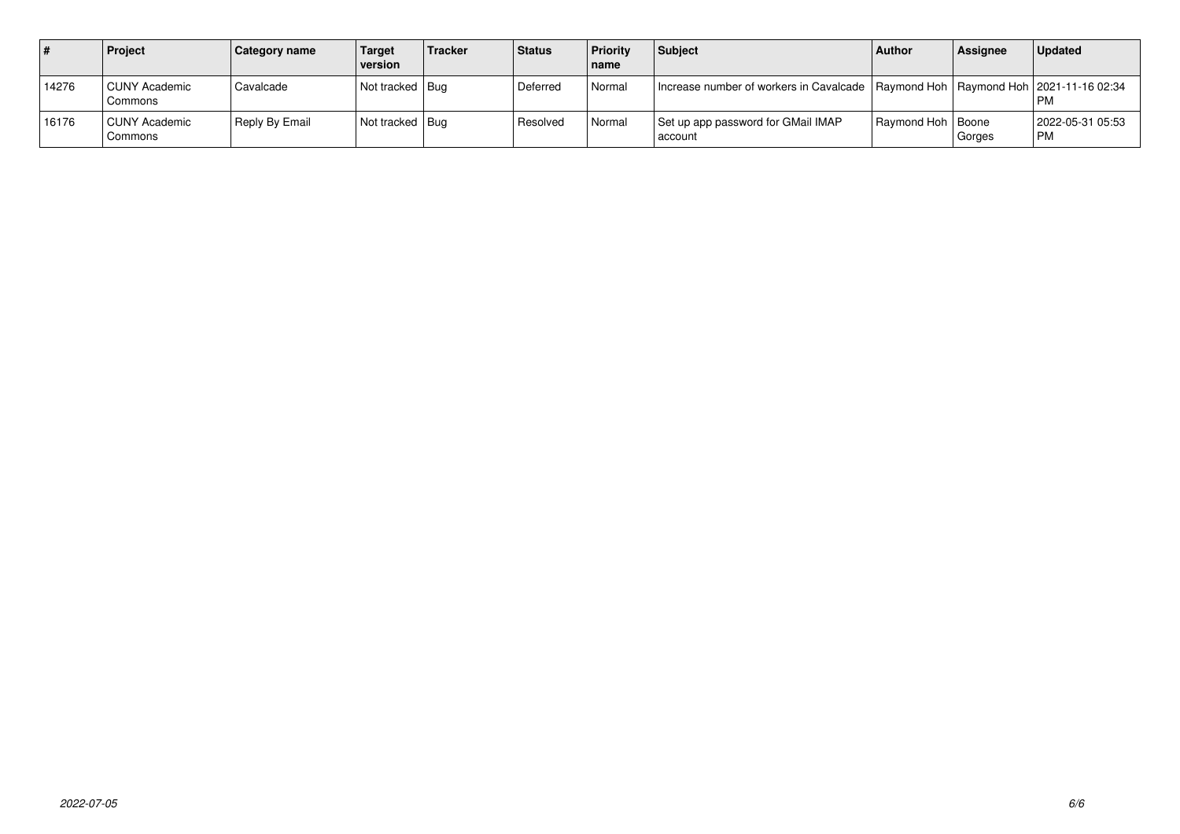| # | Project | Category name | Target version | Tracker | Status | Priority name | Subject | Author | Assignee | Updated |
|---|---|---|---|---|---|---|---|---|---|---|
| 14276 | CUNY Academic Commons | Cavalcade | Not tracked | Bug | Deferred | Normal | Increase number of workers in Cavalcade | Raymond Hoh | Raymond Hoh | 2021-11-16 02:34 PM |
| 16176 | CUNY Academic Commons | Reply By Email | Not tracked | Bug | Resolved | Normal | Set up app password for GMail IMAP account | Raymond Hoh | Boone Gorges | 2022-05-31 05:53 PM |